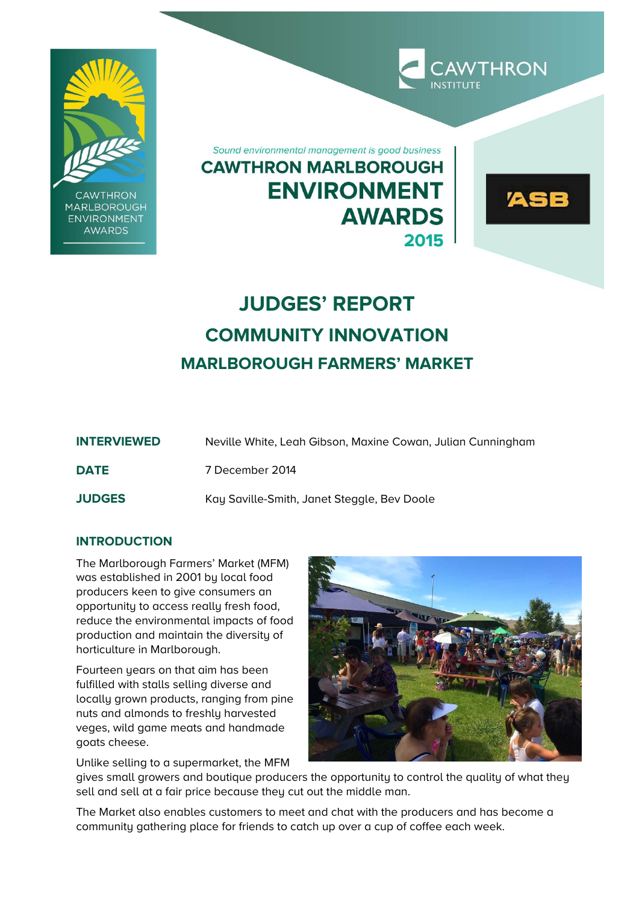*Sound environmental management is good business*

CAWTHRON MARLBOROUGH **ENVIRONMENT AWARDS** 2015

# JUDGES' REPORT

## COMMUNITY INNOVATION

## MARLBOROUGH FARMERS' MARKET

| | |
|---|---|
| **INTERVIEWED** | Neville White, Leah Gibson, Maxine Cowan, Julian Cunningham |
| **DATE** | 7 December 2014 |
| **JUDGES** | Kay Saville-Smith, Janet Steggle, Bev Doole |

### INTRODUCTION

The Marlborough Farmers' Market (MFM) was established in 2001 by local food producers keen to give consumers an opportunity to access really fresh food, reduce the environmental impacts of food production and maintain the diversity of horticulture in Marlborough.

Fourteen years on that aim has been fulfilled with stalls selling diverse and locally grown products, ranging from pine nuts and almonds to freshly harvested veges, wild game meats and handmade goats cheese.

Unlike selling to a supermarket, the MFM gives small growers and boutique producers the opportunity to control the quality of what they sell and sell at a fair price because they cut out the middle man.

The Market also enables customers to meet and chat with the producers and has become a community gathering place for friends to catch up over a cup of coffee each week.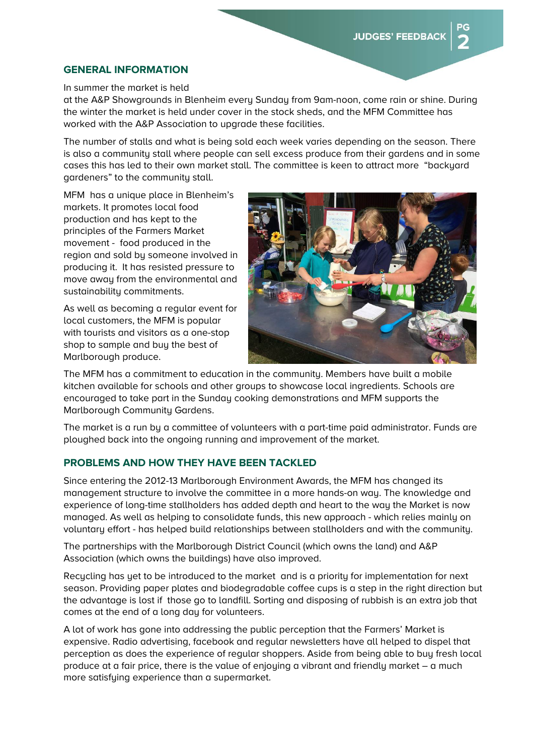## GENERAL INFORMATION

In summer the market is held at the A&P Showgrounds in Blenheim every Sunday from 9am-noon, come rain or shine. During the winter the market is held under cover in the stock sheds, and the MFM Committee has worked with the A&P Association to upgrade these facilities.

The number of stalls and what is being sold each week varies depending on the season. There is also a community stall where people can sell excess produce from their gardens and in some cases this has led to their own market stall. The committee is keen to attract more "backyard gardeners" to the community stall.

MFM has a unique place in Blenheim's markets. It promotes local food production and has kept to the principles of the Farmers Market movement - food produced in the region and sold by someone involved in producing it. It has resisted pressure to move away from the environmental and sustainability commitments.

As well as becoming a regular event for local customers, the MFM is popular with tourists and visitors as a one-stop shop to sample and buy the best of Marlborough produce.

The MFM has a commitment to education in the community. Members have built a mobile kitchen available for schools and other groups to showcase local ingredients. Schools are encouraged to take part in the Sunday cooking demonstrations and MFM supports the Marlborough Community Gardens.

The market is a run by a committee of volunteers with a part-time paid administrator. Funds are ploughed back into the ongoing running and improvement of the market.

## PROBLEMS AND HOW THEY HAVE BEEN TACKLED

Since entering the 2012-13 Marlborough Environment Awards, the MFM has changed its management structure to involve the committee in a more hands-on way. The knowledge and experience of long-time stallholders has added depth and heart to the way the Market is now managed. As well as helping to consolidate funds, this new approach - which relies mainly on voluntary effort - has helped build relationships between stallholders and with the community.

The partnerships with the Marlborough District Council (which owns the land) and A&P Association (which owns the buildings) have also improved.

Recycling has yet to be introduced to the market and is a priority for implementation for next season. Providing paper plates and biodegradable coffee cups is a step in the right direction but the advantage is lost if those go to landfill. Sorting and disposing of rubbish is an extra job that comes at the end of a long day for volunteers.

A lot of work has gone into addressing the public perception that the Farmers' Market is expensive. Radio advertising, facebook and regular newsletters have all helped to dispel that perception as does the experience of regular shoppers. Aside from being able to buy fresh local produce at a fair price, there is the value of enjoying a vibrant and friendly market – a much more satisfying experience than a supermarket.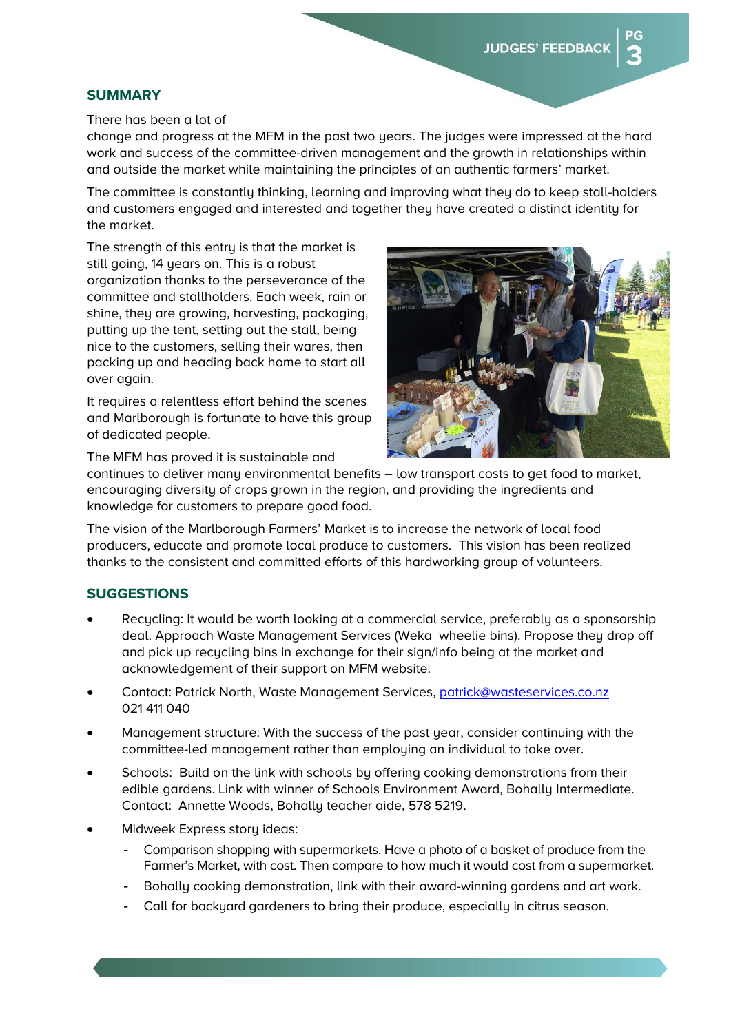## SUMMARY

There has been a lot of change and progress at the MFM in the past two years. The judges were impressed at the hard work and success of the committee-driven management and the growth in relationships within and outside the market while maintaining the principles of an authentic farmers' market.

The committee is constantly thinking, learning and improving what they do to keep stall-holders and customers engaged and interested and together they have created a distinct identity for the market.

The strength of this entry is that the market is still going, 14 years on. This is a robust organization thanks to the perseverance of the committee and stallholders. Each week, rain or shine, they are growing, harvesting, packaging, putting up the tent, setting out the stall, being nice to the customers, selling their wares, then packing up and heading back home to start all over again.

It requires a relentless effort behind the scenes and Marlborough is fortunate to have this group of dedicated people.

The MFM has proved it is sustainable and continues to deliver many environmental benefits – low transport costs to get food to market, encouraging diversity of crops grown in the region, and providing the ingredients and knowledge for customers to prepare good food.

The vision of the Marlborough Farmers' Market is to increase the network of local food producers, educate and promote local produce to customers. This vision has been realized thanks to the consistent and committed efforts of this hardworking group of volunteers.

## SUGGESTIONS

- Recycling: It would be worth looking at a commercial service, preferably as a sponsorship deal. Approach Waste Management Services (Weka wheelie bins). Propose they drop off and pick up recycling bins in exchange for their sign/info being at the market and acknowledgement of their support on MFM website.
- Contact: Patrick North, Waste Management Services, patrick@wasteservices.co.nz 021 411 040
- Management structure: With the success of the past year, consider continuing with the committee-led management rather than employing an individual to take over.
- Schools: Build on the link with schools by offering cooking demonstrations from their edible gardens. Link with winner of Schools Environment Award, Bohally Intermediate. Contact: Annette Woods, Bohally teacher aide, 578 5219.
- Midweek Express story ideas:
  - Comparison shopping with supermarkets. Have a photo of a basket of produce from the Farmer's Market, with cost. Then compare to how much it would cost from a supermarket.
  - Bohally cooking demonstration, link with their award-winning gardens and art work.
  - Call for backyard gardeners to bring their produce, especially in citrus season.